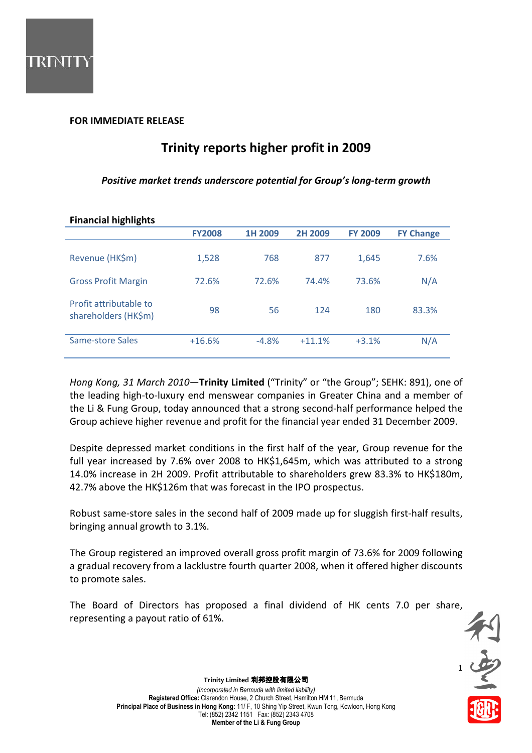**FOR IMMEDIATE RELEASE**

# Trinity reports higher profit in 2009

***Positive market trends underscore potential for Group's long-term growth***

**Financial highlights**

| | FY2008 | 1H 2009 | 2H 2009 | FY 2009 | FY Change |
|---|---|---|---|---|---|
| Revenue (HK$m) | 1,528 | 768 | 877 | 1,645 | 7.6% |
| Gross Profit Margin | 72.6% | 72.6% | 74.4% | 73.6% | N/A |
| Profit attributable to shareholders (HK$m) | 98 | 56 | 124 | 180 | 83.3% |
| Same-store Sales | +16.6% | -4.8% | +11.1% | +3.1% | N/A |

*Hong Kong, 31 March 2010*—**Trinity Limited** ("Trinity" or "the Group"; SEHK: 891), one of the leading high-to-luxury end menswear companies in Greater China and a member of the Li & Fung Group, today announced that a strong second-half performance helped the Group achieve higher revenue and profit for the financial year ended 31 December 2009.

Despite depressed market conditions in the first half of the year, Group revenue for the full year increased by 7.6% over 2008 to HK$1,645m, which was attributed to a strong 14.0% increase in 2H 2009. Profit attributable to shareholders grew 83.3% to HK$180m, 42.7% above the HK$126m that was forecast in the IPO prospectus.

Robust same-store sales in the second half of 2009 made up for sluggish first-half results, bringing annual growth to 3.1%.

The Group registered an improved overall gross profit margin of 73.6% for 2009 following a gradual recovery from a lacklustre fourth quarter 2008, when it offered higher discounts to promote sales.

The Board of Directors has proposed a final dividend of HK cents 7.0 per share, representing a payout ratio of 61%.

**Trinity Limited 利邦控股有限公司**
*(Incorporated in Bermuda with limited liability)*
**Registered Office:** Clarendon House, 2 Church Street, Hamilton HM 11, Bermuda
**Principal Place of Business in Hong Kong:** 11/ F, 10 Shing Yip Street, Kwun Tong, Kowloon, Hong Kong
Tel: (852) 2342 1151 Fax: (852) 2343 4708
**Member of the Li & Fung Group**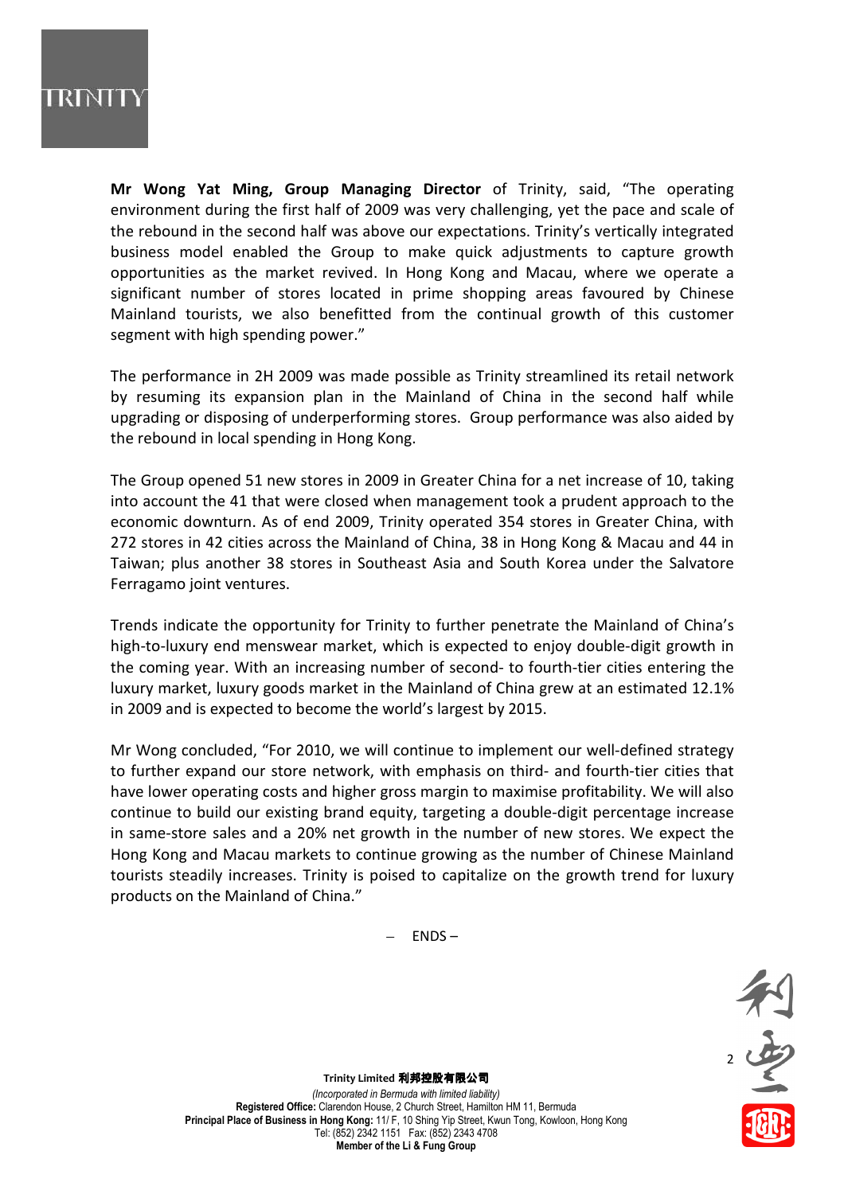**Mr Wong Yat Ming, Group Managing Director** of Trinity, said, "The operating environment during the first half of 2009 was very challenging, yet the pace and scale of the rebound in the second half was above our expectations. Trinity's vertically integrated business model enabled the Group to make quick adjustments to capture growth opportunities as the market revived. In Hong Kong and Macau, where we operate a significant number of stores located in prime shopping areas favoured by Chinese Mainland tourists, we also benefitted from the continual growth of this customer segment with high spending power."

The performance in 2H 2009 was made possible as Trinity streamlined its retail network by resuming its expansion plan in the Mainland of China in the second half while upgrading or disposing of underperforming stores. Group performance was also aided by the rebound in local spending in Hong Kong.

The Group opened 51 new stores in 2009 in Greater China for a net increase of 10, taking into account the 41 that were closed when management took a prudent approach to the economic downturn. As of end 2009, Trinity operated 354 stores in Greater China, with 272 stores in 42 cities across the Mainland of China, 38 in Hong Kong & Macau and 44 in Taiwan; plus another 38 stores in Southeast Asia and South Korea under the Salvatore Ferragamo joint ventures.

Trends indicate the opportunity for Trinity to further penetrate the Mainland of China's high-to-luxury end menswear market, which is expected to enjoy double-digit growth in the coming year. With an increasing number of second- to fourth-tier cities entering the luxury market, luxury goods market in the Mainland of China grew at an estimated 12.1% in 2009 and is expected to become the world's largest by 2015.

Mr Wong concluded, "For 2010, we will continue to implement our well-defined strategy to further expand our store network, with emphasis on third- and fourth-tier cities that have lower operating costs and higher gross margin to maximise profitability. We will also continue to build our existing brand equity, targeting a double-digit percentage increase in same-store sales and a 20% net growth in the number of new stores. We expect the Hong Kong and Macau markets to continue growing as the number of Chinese Mainland tourists steadily increases. Trinity is poised to capitalize on the growth trend for luxury products on the Mainland of China."

– ENDS –

**Trinity Limited 利邦控股有限公司**
*(Incorporated in Bermuda with limited liability)*
**Registered Office:** Clarendon House, 2 Church Street, Hamilton HM 11, Bermuda
**Principal Place of Business in Hong Kong:** 11/ F, 10 Shing Yip Street, Kwun Tong, Kowloon, Hong Kong
Tel: (852) 2342 1151 Fax: (852) 2343 4708
**Member of the Li & Fung Group**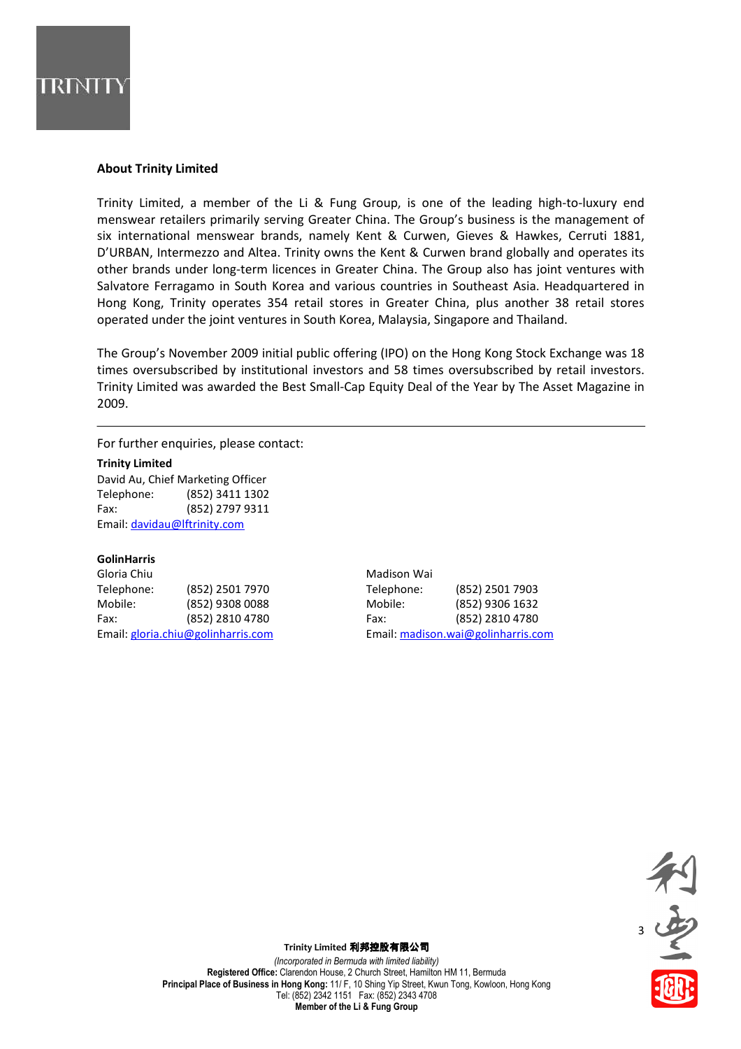**About Trinity Limited**

Trinity Limited, a member of the Li & Fung Group, is one of the leading high-to-luxury end menswear retailers primarily serving Greater China. The Group's business is the management of six international menswear brands, namely Kent & Curwen, Gieves & Hawkes, Cerruti 1881, D'URBAN, Intermezzo and Altea. Trinity owns the Kent & Curwen brand globally and operates its other brands under long-term licences in Greater China. The Group also has joint ventures with Salvatore Ferragamo in South Korea and various countries in Southeast Asia. Headquartered in Hong Kong, Trinity operates 354 retail stores in Greater China, plus another 38 retail stores operated under the joint ventures in South Korea, Malaysia, Singapore and Thailand.

The Group's November 2009 initial public offering (IPO) on the Hong Kong Stock Exchange was 18 times oversubscribed by institutional investors and 58 times oversubscribed by retail investors. Trinity Limited was awarded the Best Small-Cap Equity Deal of the Year by The Asset Magazine in 2009.

---

For further enquiries, please contact:

**Trinity Limited**
David Au, Chief Marketing Officer
Telephone: (852) 3411 1302
Fax: (852) 2797 9311
Email: davidau@lftrinity.com

**GolinHarris**
Gloria Chiu
Telephone: (852) 2501 7970
Mobile: (852) 9308 0088
Fax: (852) 2810 4780
Email: gloria.chiu@golinharris.com

Madison Wai
Telephone: (852) 2501 7903
Mobile: (852) 9306 1632
Fax: (852) 2810 4780
Email: madison.wai@golinharris.com

**Trinity Limited 利邦控股有限公司**
*(Incorporated in Bermuda with limited liability)*
**Registered Office:** Clarendon House, 2 Church Street, Hamilton HM 11, Bermuda
**Principal Place of Business in Hong Kong:** 11/ F, 10 Shing Yip Street, Kwun Tong, Kowloon, Hong Kong
Tel: (852) 2342 1151 Fax: (852) 2343 4708
**Member of the Li & Fung Group**